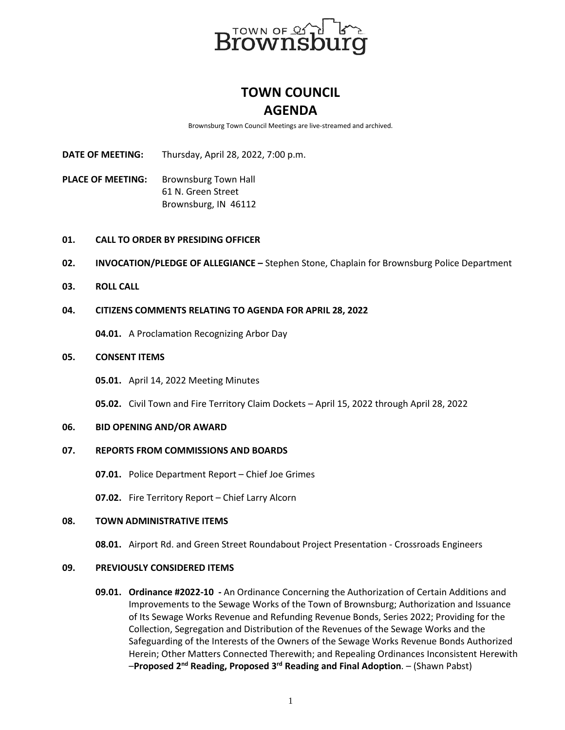TOWN OF Brownsburg

# TOWN COUNCIL
# AGENDA

Brownsburg Town Council Meetings are live-streamed and archived.

**DATE OF MEETING:** Thursday, April 28, 2022, 7:00 p.m.

**PLACE OF MEETING:** Brownsburg Town Hall
61 N. Green Street
Brownsburg, IN 46112

**01. CALL TO ORDER BY PRESIDING OFFICER**

**02. INVOCATION/PLEDGE OF ALLEGIANCE –** Stephen Stone, Chaplain for Brownsburg Police Department

**03. ROLL CALL**

**04. CITIZENS COMMENTS RELATING TO AGENDA FOR APRIL 28, 2022**

**04.01.** A Proclamation Recognizing Arbor Day

**05. CONSENT ITEMS**

**05.01.** April 14, 2022 Meeting Minutes

**05.02.** Civil Town and Fire Territory Claim Dockets – April 15, 2022 through April 28, 2022

**06. BID OPENING AND/OR AWARD**

**07. REPORTS FROM COMMISSIONS AND BOARDS**

**07.01.** Police Department Report – Chief Joe Grimes

**07.02.** Fire Territory Report – Chief Larry Alcorn

**08. TOWN ADMINISTRATIVE ITEMS**

**08.01.** Airport Rd. and Green Street Roundabout Project Presentation - Crossroads Engineers

**09. PREVIOUSLY CONSIDERED ITEMS**

**09.01. Ordinance #2022-10 -** An Ordinance Concerning the Authorization of Certain Additions and Improvements to the Sewage Works of the Town of Brownsburg; Authorization and Issuance of Its Sewage Works Revenue and Refunding Revenue Bonds, Series 2022; Providing for the Collection, Segregation and Distribution of the Revenues of the Sewage Works and the Safeguarding of the Interests of the Owners of the Sewage Works Revenue Bonds Authorized Herein; Other Matters Connected Therewith; and Repealing Ordinances Inconsistent Herewith –**Proposed 2nd Reading, Proposed 3rd Reading and Final Adoption**. – (Shawn Pabst)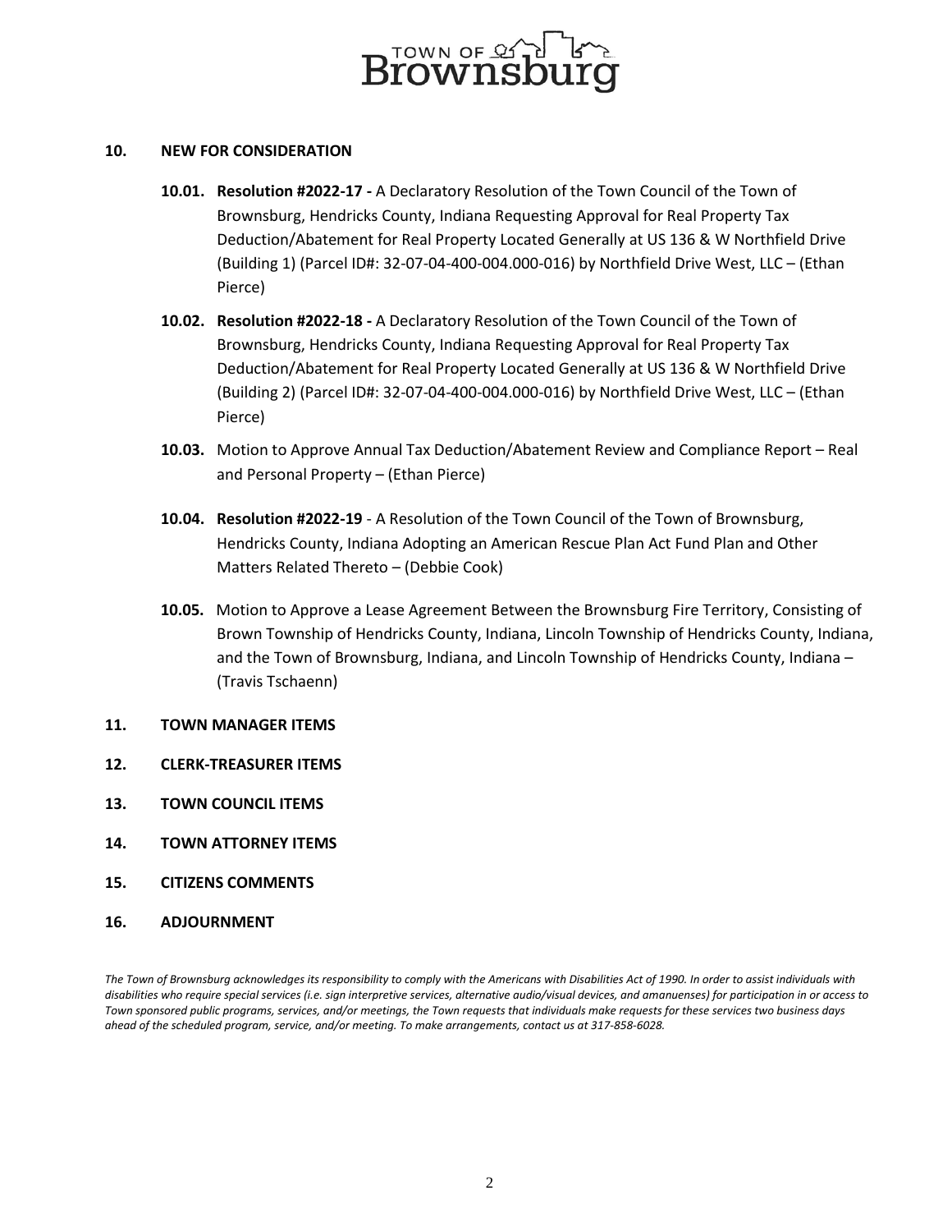**TOWN OF Brownsburg**

## 10. NEW FOR CONSIDERATION

**10.01. Resolution #2022-17 -** A Declaratory Resolution of the Town Council of the Town of Brownsburg, Hendricks County, Indiana Requesting Approval for Real Property Tax Deduction/Abatement for Real Property Located Generally at US 136 & W Northfield Drive (Building 1) (Parcel ID#: 32-07-04-400-004.000-016) by Northfield Drive West, LLC – (Ethan Pierce)

**10.02. Resolution #2022-18 -** A Declaratory Resolution of the Town Council of the Town of Brownsburg, Hendricks County, Indiana Requesting Approval for Real Property Tax Deduction/Abatement for Real Property Located Generally at US 136 & W Northfield Drive (Building 2) (Parcel ID#: 32-07-04-400-004.000-016) by Northfield Drive West, LLC – (Ethan Pierce)

**10.03.** Motion to Approve Annual Tax Deduction/Abatement Review and Compliance Report – Real and Personal Property – (Ethan Pierce)

**10.04. Resolution #2022-19** - A Resolution of the Town Council of the Town of Brownsburg, Hendricks County, Indiana Adopting an American Rescue Plan Act Fund Plan and Other Matters Related Thereto – (Debbie Cook)

**10.05.** Motion to Approve a Lease Agreement Between the Brownsburg Fire Territory, Consisting of Brown Township of Hendricks County, Indiana, Lincoln Township of Hendricks County, Indiana, and the Town of Brownsburg, Indiana, and Lincoln Township of Hendricks County, Indiana – (Travis Tschaenn)

## 11. TOWN MANAGER ITEMS

## 12. CLERK-TREASURER ITEMS

## 13. TOWN COUNCIL ITEMS

## 14. TOWN ATTORNEY ITEMS

## 15. CITIZENS COMMENTS

## 16. ADJOURNMENT

*The Town of Brownsburg acknowledges its responsibility to comply with the Americans with Disabilities Act of 1990. In order to assist individuals with disabilities who require special services (i.e. sign interpretive services, alternative audio/visual devices, and amanuenses) for participation in or access to Town sponsored public programs, services, and/or meetings, the Town requests that individuals make requests for these services two business days ahead of the scheduled program, service, and/or meeting. To make arrangements, contact us at 317-858-6028.*